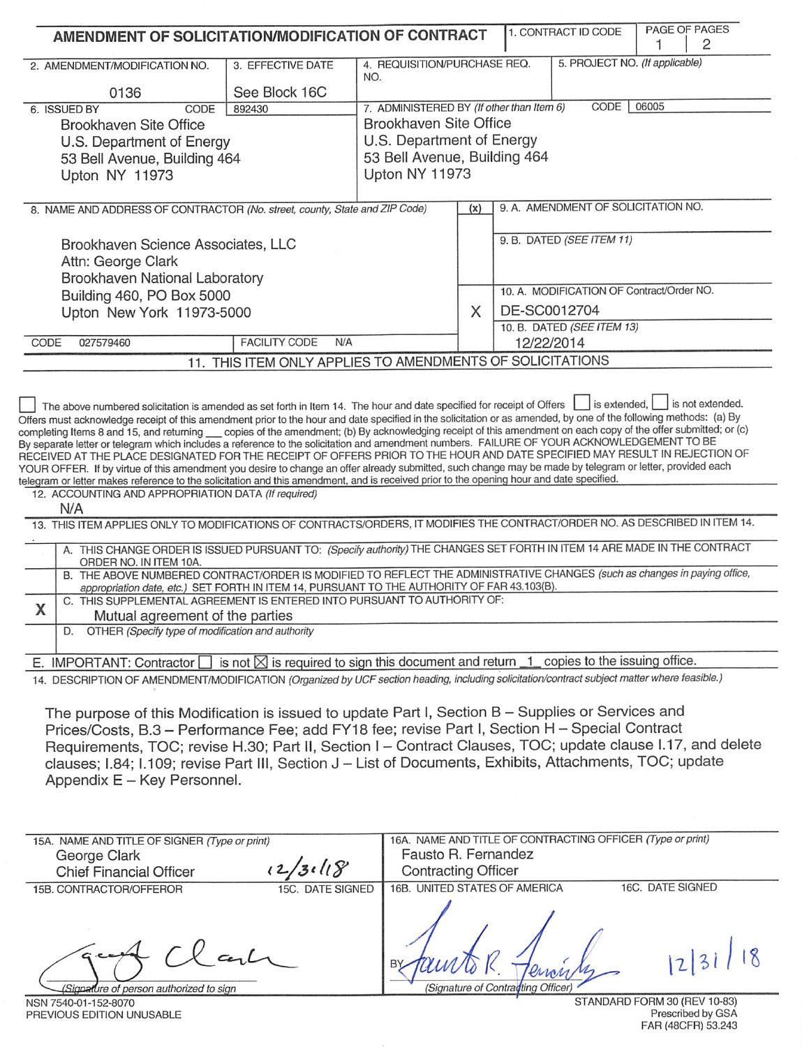# AMENDMENT OF SOLICITATION/MODIFICATION OF CONTRACT

| 1. CONTRACT ID CODE | PAGE OF PAGES |
|---|---|
| | 1 \| 2 |

| 2. AMENDMENT/MODIFICATION NO. | 3. EFFECTIVE DATE | 4. REQUISITION/PURCHASE REQ. NO. | 5. PROJECT NO. (If applicable) |
|---|---|---|---|
| 0136 | See Block 16C | | |

**6. ISSUED BY** CODE 892430

Brookhaven Site Office
U.S. Department of Energy
53 Bell Avenue, Building 464
Upton NY 11973

**7. ADMINISTERED BY** *(If other than Item 6)* CODE 06005

Brookhaven Site Office
U.S. Department of Energy
53 Bell Avenue, Building 464
Upton NY 11973

**8. NAME AND ADDRESS OF CONTRACTOR** *(No. street, county, State and ZIP Code)*

Brookhaven Science Associates, LLC
Attn: George Clark
Brookhaven National Laboratory
Building 460, PO Box 5000
Upton New York 11973-5000

CODE 027579460 FACILITY CODE N/A

| (x) | |
|---|---|
| | 9. A. AMENDMENT OF SOLICITATION NO. |
| | 9. B. DATED *(SEE ITEM 11)* |
| X | 10. A. MODIFICATION OF Contract/Order NO. DE-SC0012704 |
| | 10. B. DATED *(SEE ITEM 13)* 12/22/2014 |

## 11. THIS ITEM ONLY APPLIES TO AMENDMENTS OF SOLICITATIONS

☐ The above numbered solicitation is amended as set forth in Item 14. The hour and date specified for receipt of Offers ☐ is extended, ☐ is not extended. Offers must acknowledge receipt of this amendment prior to the hour and date specified in the solicitation or as amended, by one of the following methods: (a) By completing Items 8 and 15, and returning ___ copies of the amendment; (b) By acknowledging receipt of this amendment on each copy of the offer submitted; or (c) By separate letter or telegram which includes a reference to the solicitation and amendment numbers. FAILURE OF YOUR ACKNOWLEDGEMENT TO BE RECEIVED AT THE PLACE DESIGNATED FOR THE RECEIPT OF OFFERS PRIOR TO THE HOUR AND DATE SPECIFIED MAY RESULT IN REJECTION OF YOUR OFFER. If by virtue of this amendment you desire to change an offer already submitted, such change may be made by telegram or letter, provided each telegram or letter makes reference to the solicitation and this amendment, and is received prior to the opening hour and date specified.

**12. ACCOUNTING AND APPROPRIATION DATA** *(If required)*

N/A

## 13. THIS ITEM APPLIES ONLY TO MODIFICATIONS OF CONTRACTS/ORDERS, IT MODIFIES THE CONTRACT/ORDER NO. AS DESCRIBED IN ITEM 14.

| | |
|---|---|
| | A. THIS CHANGE ORDER IS ISSUED PURSUANT TO: *(Specify authority)* THE CHANGES SET FORTH IN ITEM 14 ARE MADE IN THE CONTRACT ORDER NO. IN ITEM 10A. |
| | B. THE ABOVE NUMBERED CONTRACT/ORDER IS MODIFIED TO REFLECT THE ADMINISTRATIVE CHANGES *(such as changes in paying office, appropriation date, etc.)* SET FORTH IN ITEM 14, PURSUANT TO THE AUTHORITY OF FAR 43.103(B). |
| X | C. THIS SUPPLEMENTAL AGREEMENT IS ENTERED INTO PURSUANT TO AUTHORITY OF: Mutual agreement of the parties |
| | D. OTHER *(Specify type of modification and authority)* |

E. IMPORTANT: Contractor ☐ is not ☒ is required to sign this document and return 1 copies to the issuing office.

**14. DESCRIPTION OF AMENDMENT/MODIFICATION** *(Organized by UCF section heading, including solicitation/contract subject matter where feasible.)*

The purpose of this Modification is issued to update Part I, Section B – Supplies or Services and Prices/Costs, B.3 – Performance Fee; add FY18 fee; revise Part I, Section H – Special Contract Requirements, TOC; revise H.30; Part II, Section I – Contract Clauses, TOC; update clause I.17, and delete clauses; I.84; I.109; revise Part III, Section J – List of Documents, Exhibits, Attachments, TOC; update Appendix E – Key Personnel.

| 15A. NAME AND TITLE OF SIGNER *(Type or print)* | 16A. NAME AND TITLE OF CONTRACTING OFFICER *(Type or print)* |
|---|---|
| George Clark, Chief Financial Officer | Fausto R. Fernandez, Contracting Officer |

| 15B. CONTRACTOR/OFFEROR | 15C. DATE SIGNED | 16B. UNITED STATES OF AMERICA | 16C. DATE SIGNED |
|---|---|---|---|
| George Clark *(Signature of person authorized to sign)* | 12/31/18 | BY Fausto R. Fernandez *(Signature of Contracting Officer)* | 12/31/18 |

NSN 7540-01-152-8070
PREVIOUS EDITION UNUSABLE

STANDARD FORM 30 (REV 10-83)
Prescribed by GSA
FAR (48CFR) 53.243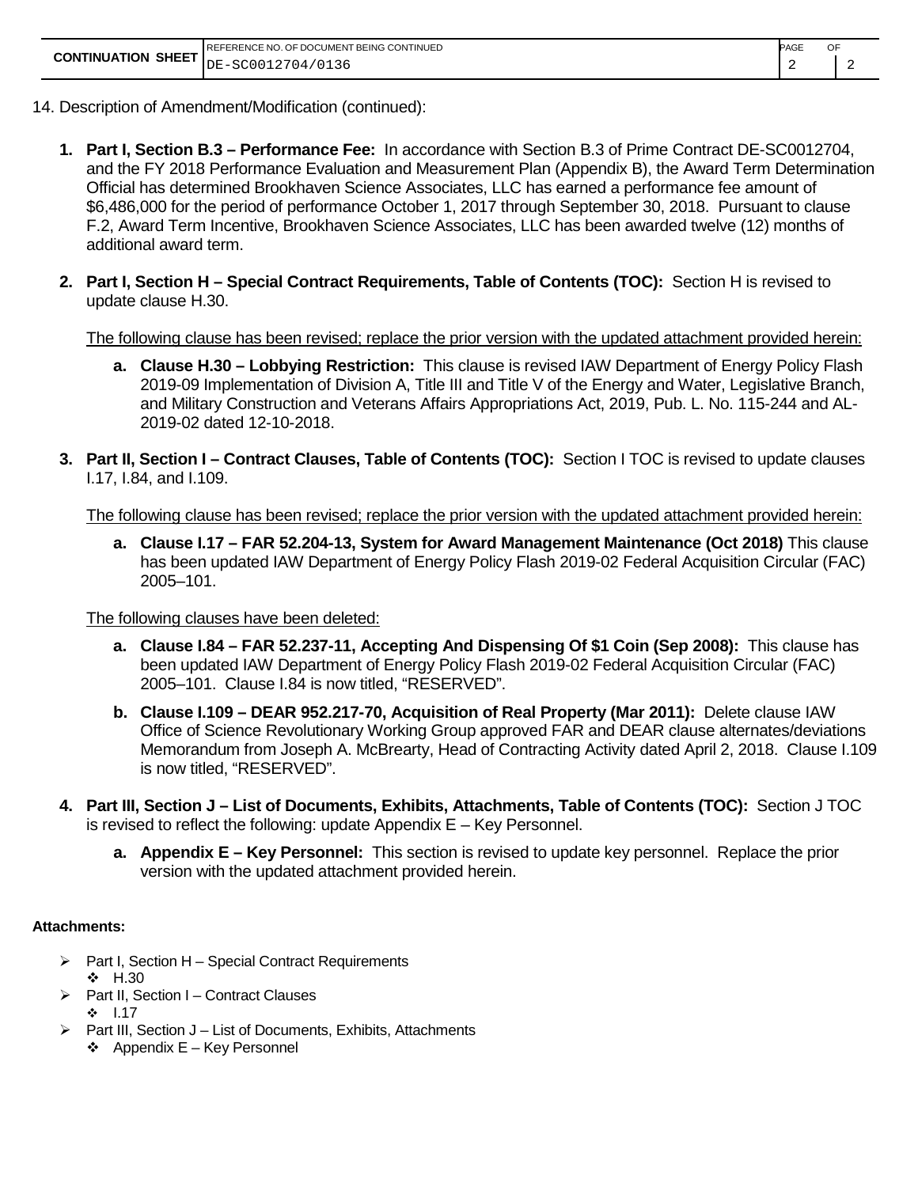| CONTINUATION SHEET | REFERENCE NO. OF DOCUMENT BEING CONTINUED<br>DE-SC0012704/0136 | PAGE<br>2 | OF<br>2 |
|---|---|---|---|

14. Description of Amendment/Modification (continued):

1. **Part I, Section B.3 – Performance Fee:** In accordance with Section B.3 of Prime Contract DE-SC0012704, and the FY 2018 Performance Evaluation and Measurement Plan (Appendix B), the Award Term Determination Official has determined Brookhaven Science Associates, LLC has earned a performance fee amount of $6,486,000 for the period of performance October 1, 2017 through September 30, 2018. Pursuant to clause F.2, Award Term Incentive, Brookhaven Science Associates, LLC has been awarded twelve (12) months of additional award term.

2. **Part I, Section H – Special Contract Requirements, Table of Contents (TOC):** Section H is revised to update clause H.30.

   <u>The following clause has been revised; replace the prior version with the updated attachment provided herein:</u>

   a. **Clause H.30 – Lobbying Restriction:** This clause is revised IAW Department of Energy Policy Flash 2019-09 Implementation of Division A, Title III and Title V of the Energy and Water, Legislative Branch, and Military Construction and Veterans Affairs Appropriations Act, 2019, Pub. L. No. 115-244 and AL-2019-02 dated 12-10-2018.

3. **Part II, Section I – Contract Clauses, Table of Contents (TOC):** Section I TOC is revised to update clauses I.17, I.84, and I.109.

   <u>The following clause has been revised; replace the prior version with the updated attachment provided herein:</u>

   a. **Clause I.17 – FAR 52.204-13, System for Award Management Maintenance (Oct 2018)** This clause has been updated IAW Department of Energy Policy Flash 2019-02 Federal Acquisition Circular (FAC) 2005–101.

   <u>The following clauses have been deleted:</u>

   a. **Clause I.84 – FAR 52.237-11, Accepting And Dispensing Of $1 Coin (Sep 2008):** This clause has been updated IAW Department of Energy Policy Flash 2019-02 Federal Acquisition Circular (FAC) 2005–101. Clause I.84 is now titled, “RESERVED”.

   b. **Clause I.109 – DEAR 952.217-70, Acquisition of Real Property (Mar 2011):** Delete clause IAW Office of Science Revolutionary Working Group approved FAR and DEAR clause alternates/deviations Memorandum from Joseph A. McBrearty, Head of Contracting Activity dated April 2, 2018. Clause I.109 is now titled, “RESERVED”.

4. **Part III, Section J – List of Documents, Exhibits, Attachments, Table of Contents (TOC):** Section J TOC is revised to reflect the following: update Appendix E – Key Personnel.

   a. **Appendix E – Key Personnel:** This section is revised to update key personnel. Replace the prior version with the updated attachment provided herein.

**Attachments:**

- Part I, Section H – Special Contract Requirements
  - H.30
- Part II, Section I – Contract Clauses
  - I.17
- Part III, Section J – List of Documents, Exhibits, Attachments
  - Appendix E – Key Personnel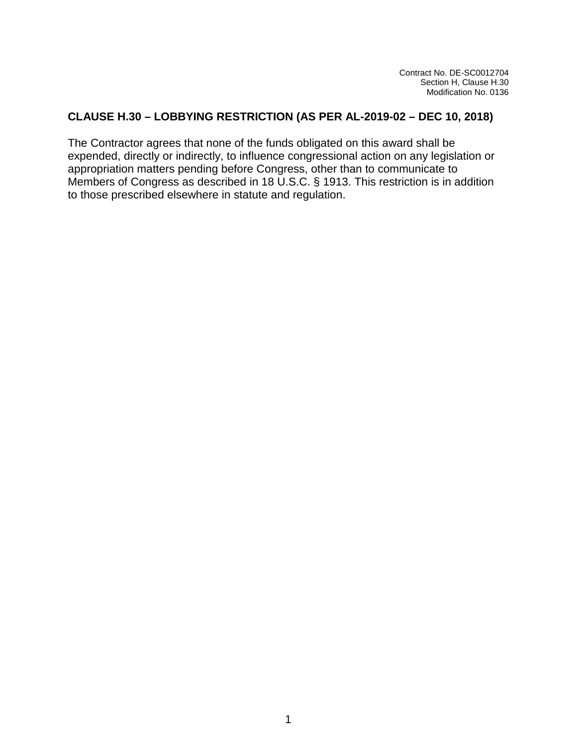Contract No. DE-SC0012704
Section H, Clause H.30
Modification No. 0136

## CLAUSE H.30 – LOBBYING RESTRICTION (AS PER AL-2019-02 – DEC 10, 2018)

The Contractor agrees that none of the funds obligated on this award shall be expended, directly or indirectly, to influence congressional action on any legislation or appropriation matters pending before Congress, other than to communicate to Members of Congress as described in 18 U.S.C. § 1913. This restriction is in addition to those prescribed elsewhere in statute and regulation.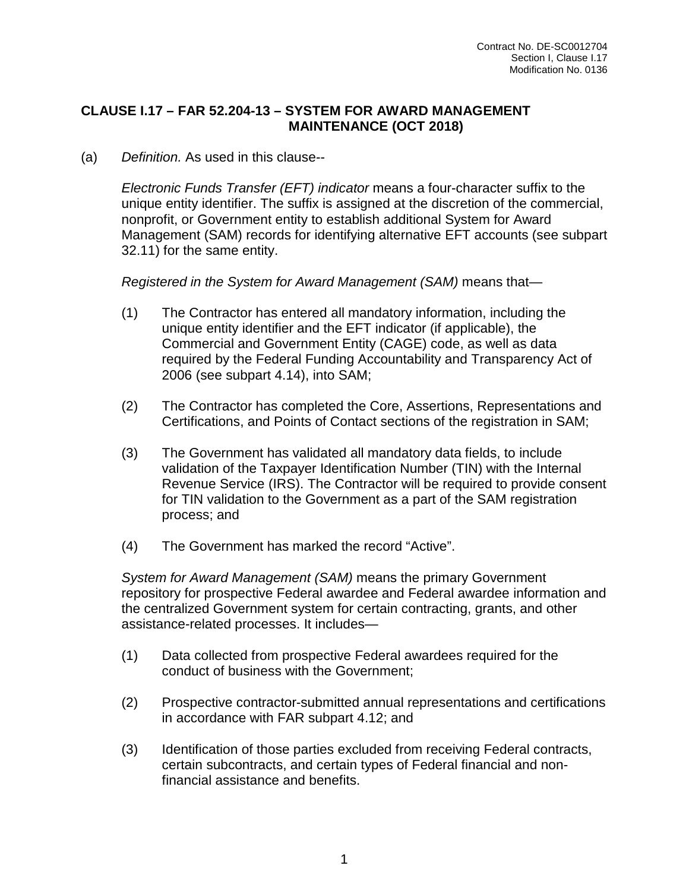# CLAUSE I.17 – FAR 52.204-13 – SYSTEM FOR AWARD MANAGEMENT MAINTENANCE (OCT 2018)

(a) *Definition.* As used in this clause--

*Electronic Funds Transfer (EFT) indicator* means a four-character suffix to the unique entity identifier. The suffix is assigned at the discretion of the commercial, nonprofit, or Government entity to establish additional System for Award Management (SAM) records for identifying alternative EFT accounts (see subpart 32.11) for the same entity.

*Registered in the System for Award Management (SAM)* means that—

(1) The Contractor has entered all mandatory information, including the unique entity identifier and the EFT indicator (if applicable), the Commercial and Government Entity (CAGE) code, as well as data required by the Federal Funding Accountability and Transparency Act of 2006 (see subpart 4.14), into SAM;

(2) The Contractor has completed the Core, Assertions, Representations and Certifications, and Points of Contact sections of the registration in SAM;

(3) The Government has validated all mandatory data fields, to include validation of the Taxpayer Identification Number (TIN) with the Internal Revenue Service (IRS). The Contractor will be required to provide consent for TIN validation to the Government as a part of the SAM registration process; and

(4) The Government has marked the record "Active".

*System for Award Management (SAM)* means the primary Government repository for prospective Federal awardee and Federal awardee information and the centralized Government system for certain contracting, grants, and other assistance-related processes. It includes—

(1) Data collected from prospective Federal awardees required for the conduct of business with the Government;

(2) Prospective contractor-submitted annual representations and certifications in accordance with FAR subpart 4.12; and

(3) Identification of those parties excluded from receiving Federal contracts, certain subcontracts, and certain types of Federal financial and non-financial assistance and benefits.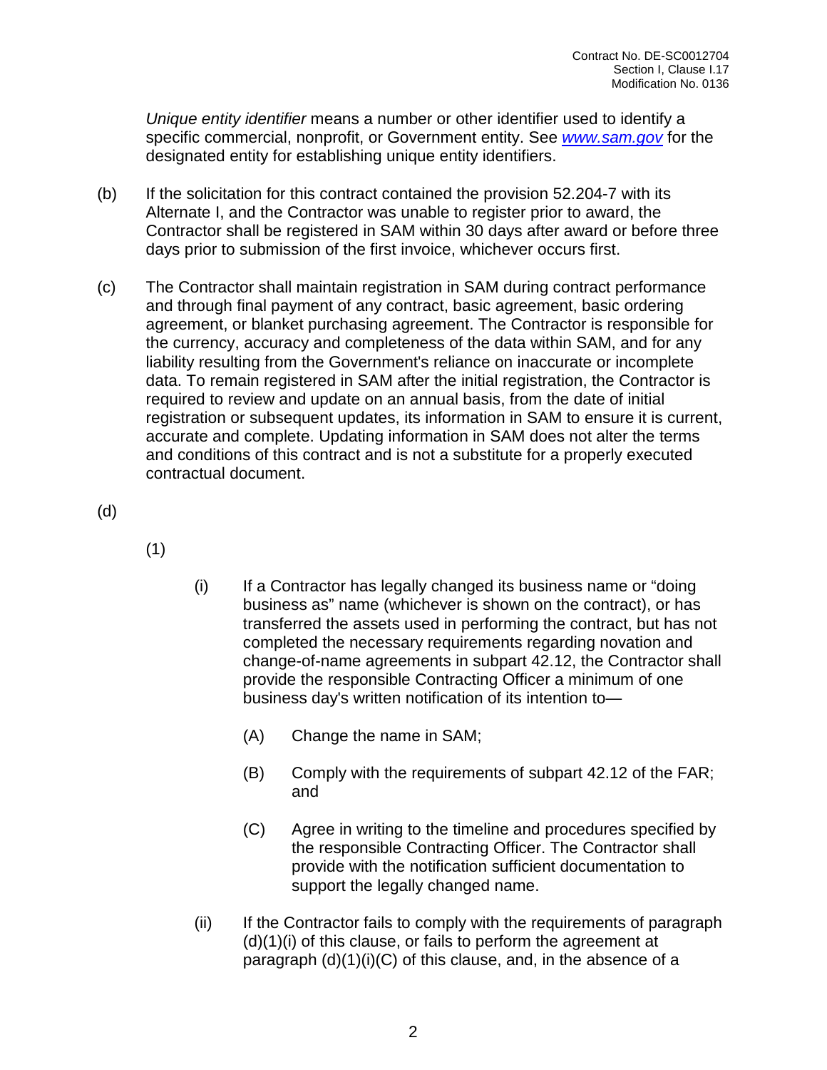*Unique entity identifier* means a number or other identifier used to identify a specific commercial, nonprofit, or Government entity. See *www.sam.gov* for the designated entity for establishing unique entity identifiers.

(b) If the solicitation for this contract contained the provision 52.204-7 with its Alternate I, and the Contractor was unable to register prior to award, the Contractor shall be registered in SAM within 30 days after award or before three days prior to submission of the first invoice, whichever occurs first.

(c) The Contractor shall maintain registration in SAM during contract performance and through final payment of any contract, basic agreement, basic ordering agreement, or blanket purchasing agreement. The Contractor is responsible for the currency, accuracy and completeness of the data within SAM, and for any liability resulting from the Government's reliance on inaccurate or incomplete data. To remain registered in SAM after the initial registration, the Contractor is required to review and update on an annual basis, from the date of initial registration or subsequent updates, its information in SAM to ensure it is current, accurate and complete. Updating information in SAM does not alter the terms and conditions of this contract and is not a substitute for a properly executed contractual document.

(d)

(1)

(i) If a Contractor has legally changed its business name or "doing business as" name (whichever is shown on the contract), or has transferred the assets used in performing the contract, but has not completed the necessary requirements regarding novation and change-of-name agreements in subpart 42.12, the Contractor shall provide the responsible Contracting Officer a minimum of one business day's written notification of its intention to—

(A) Change the name in SAM;

(B) Comply with the requirements of subpart 42.12 of the FAR; and

(C) Agree in writing to the timeline and procedures specified by the responsible Contracting Officer. The Contractor shall provide with the notification sufficient documentation to support the legally changed name.

(ii) If the Contractor fails to comply with the requirements of paragraph (d)(1)(i) of this clause, or fails to perform the agreement at paragraph (d)(1)(i)(C) of this clause, and, in the absence of a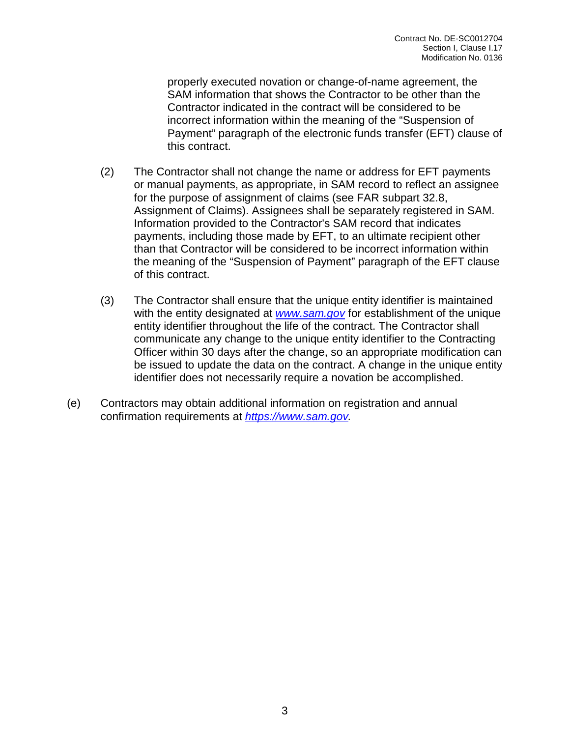properly executed novation or change-of-name agreement, the SAM information that shows the Contractor to be other than the Contractor indicated in the contract will be considered to be incorrect information within the meaning of the "Suspension of Payment" paragraph of the electronic funds transfer (EFT) clause of this contract.

(2) The Contractor shall not change the name or address for EFT payments or manual payments, as appropriate, in SAM record to reflect an assignee for the purpose of assignment of claims (see FAR subpart 32.8, Assignment of Claims). Assignees shall be separately registered in SAM. Information provided to the Contractor's SAM record that indicates payments, including those made by EFT, to an ultimate recipient other than that Contractor will be considered to be incorrect information within the meaning of the "Suspension of Payment" paragraph of the EFT clause of this contract.

(3) The Contractor shall ensure that the unique entity identifier is maintained with the entity designated at [www.sam.gov](www.sam.gov) for establishment of the unique entity identifier throughout the life of the contract. The Contractor shall communicate any change to the unique entity identifier to the Contracting Officer within 30 days after the change, so an appropriate modification can be issued to update the data on the contract. A change in the unique entity identifier does not necessarily require a novation be accomplished.

(e) Contractors may obtain additional information on registration and annual confirmation requirements at [https://www.sam.gov](https://www.sam.gov).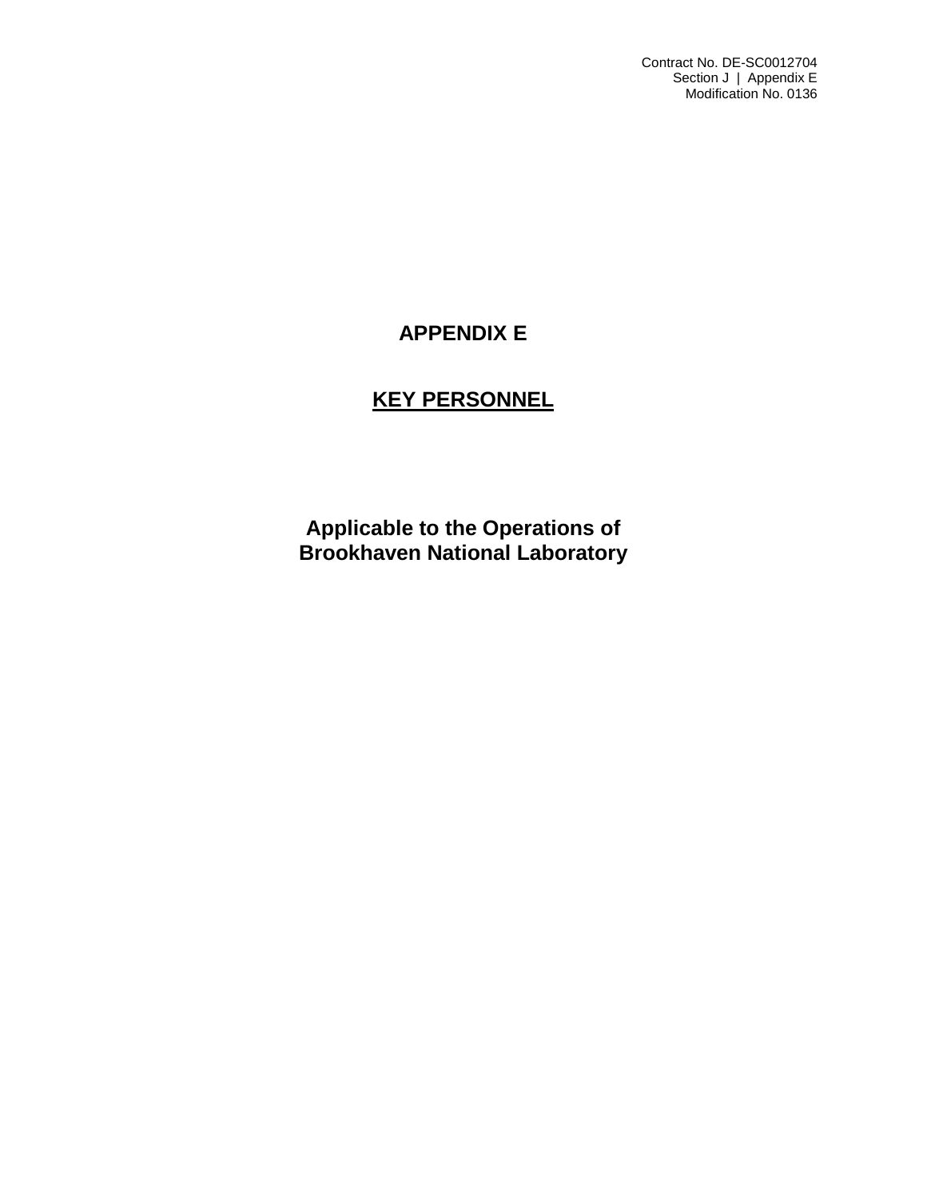Contract No. DE-SC0012704
Section J | Appendix E
Modification No. 0136

# APPENDIX E

## KEY PERSONNEL

**Applicable to the Operations of Brookhaven National Laboratory**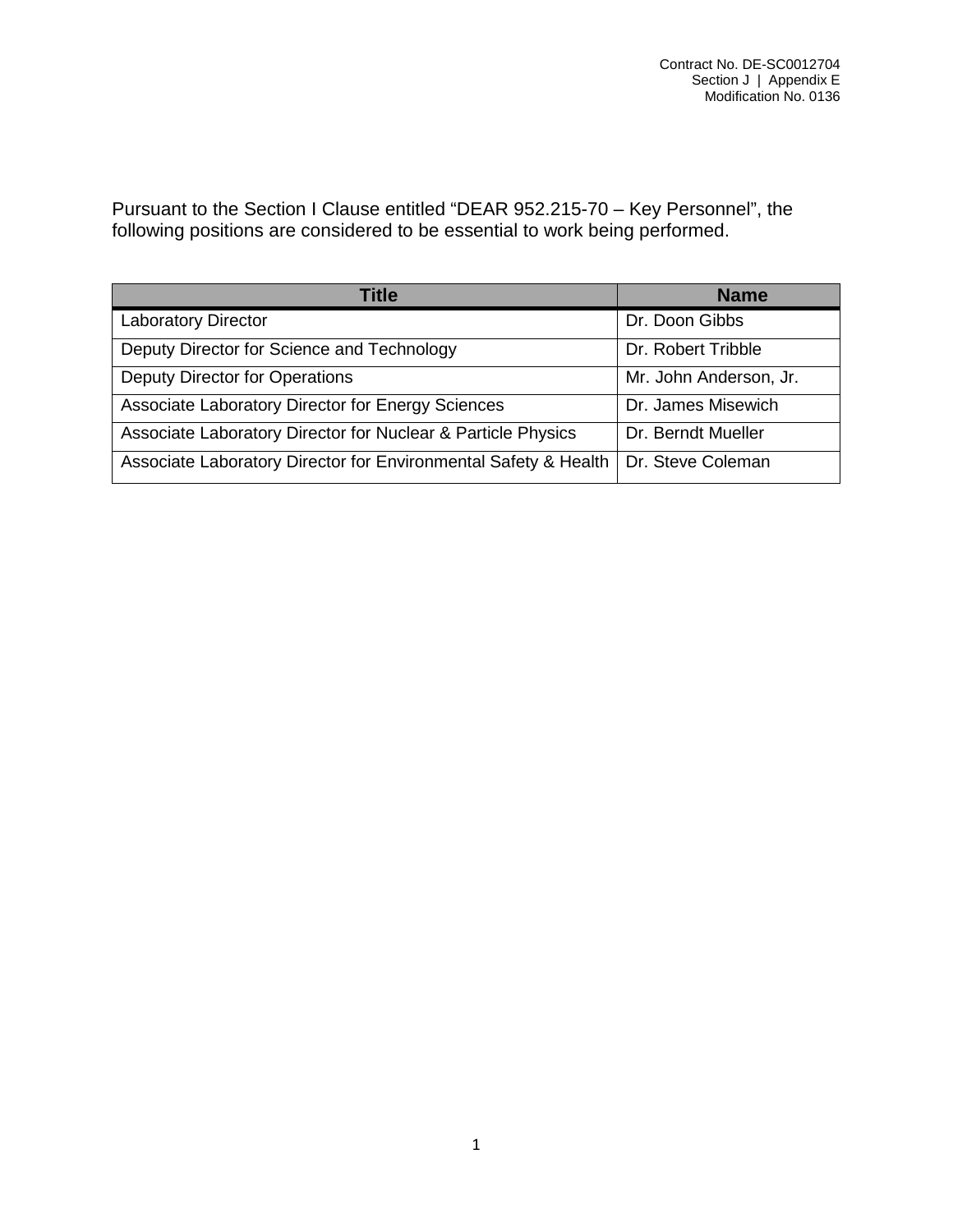Contract No. DE-SC0012704
Section J | Appendix E
Modification No. 0136

Pursuant to the Section I Clause entitled "DEAR 952.215-70 – Key Personnel", the following positions are considered to be essential to work being performed.

| Title | Name |
|---|---|
| Laboratory Director | Dr. Doon Gibbs |
| Deputy Director for Science and Technology | Dr. Robert Tribble |
| Deputy Director for Operations | Mr. John Anderson, Jr. |
| Associate Laboratory Director for Energy Sciences | Dr. James Misewich |
| Associate Laboratory Director for Nuclear & Particle Physics | Dr. Berndt Mueller |
| Associate Laboratory Director for Environmental Safety & Health | Dr. Steve Coleman |